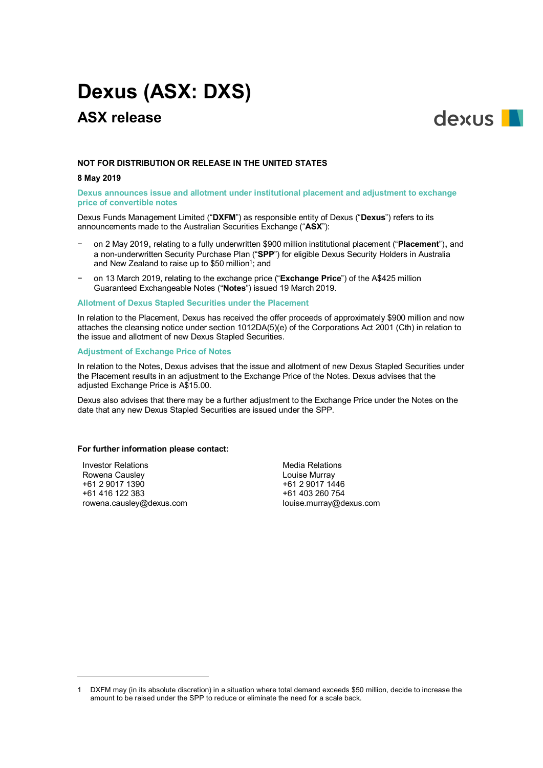# Dexus (ASX: DXS)

## ASX release

**NOT FOR DISTRIBUTION OR RELEASE IN THE UNITED STATES**

**8 May 2019**

### Dexus announces issue and allotment under institutional placement and adjustment to exchange price of convertible notes

Dexus Funds Management Limited ("**DXFM**") as responsible entity of Dexus ("**Dexus**") refers to its announcements made to the Australian Securities Exchange ("**ASX**"):

- on 2 May 2019**,** relating to a fully underwritten $900 million institutional placement ("**Placement**")**,** and a non-underwritten Security Purchase Plan ("**SPP**") for eligible Dexus Security Holders in Australia and New Zealand to raise up to $50 million[1]; and
- on 13 March 2019, relating to the exchange price ("**Exchange Price**") of the A$425 million Guaranteed Exchangeable Notes ("**Notes**") issued 19 March 2019.

### Allotment of Dexus Stapled Securities under the Placement

In relation to the Placement, Dexus has received the offer proceeds of approximately $900 million and now attaches the cleansing notice under section 1012DA(5)(e) of the Corporations Act 2001 (Cth) in relation to the issue and allotment of new Dexus Stapled Securities.

### Adjustment of Exchange Price of Notes

In relation to the Notes, Dexus advises that the issue and allotment of new Dexus Stapled Securities under the Placement results in an adjustment to the Exchange Price of the Notes. Dexus advises that the adjusted Exchange Price is A$15.00.

Dexus also advises that there may be a further adjustment to the Exchange Price under the Notes on the date that any new Dexus Stapled Securities are issued under the SPP.

**For further information please contact:**

Investor Relations
Rowena Causley
+61 2 9017 1390
+61 416 122 383
rowena.causley@dexus.com

Media Relations
Louise Murray
+61 2 9017 1446
+61 403 260 754
louise.murray@dexus.com

---

1 DXFM may (in its absolute discretion) in a situation where total demand exceeds $50 million, decide to increase the amount to be raised under the SPP to reduce or eliminate the need for a scale back.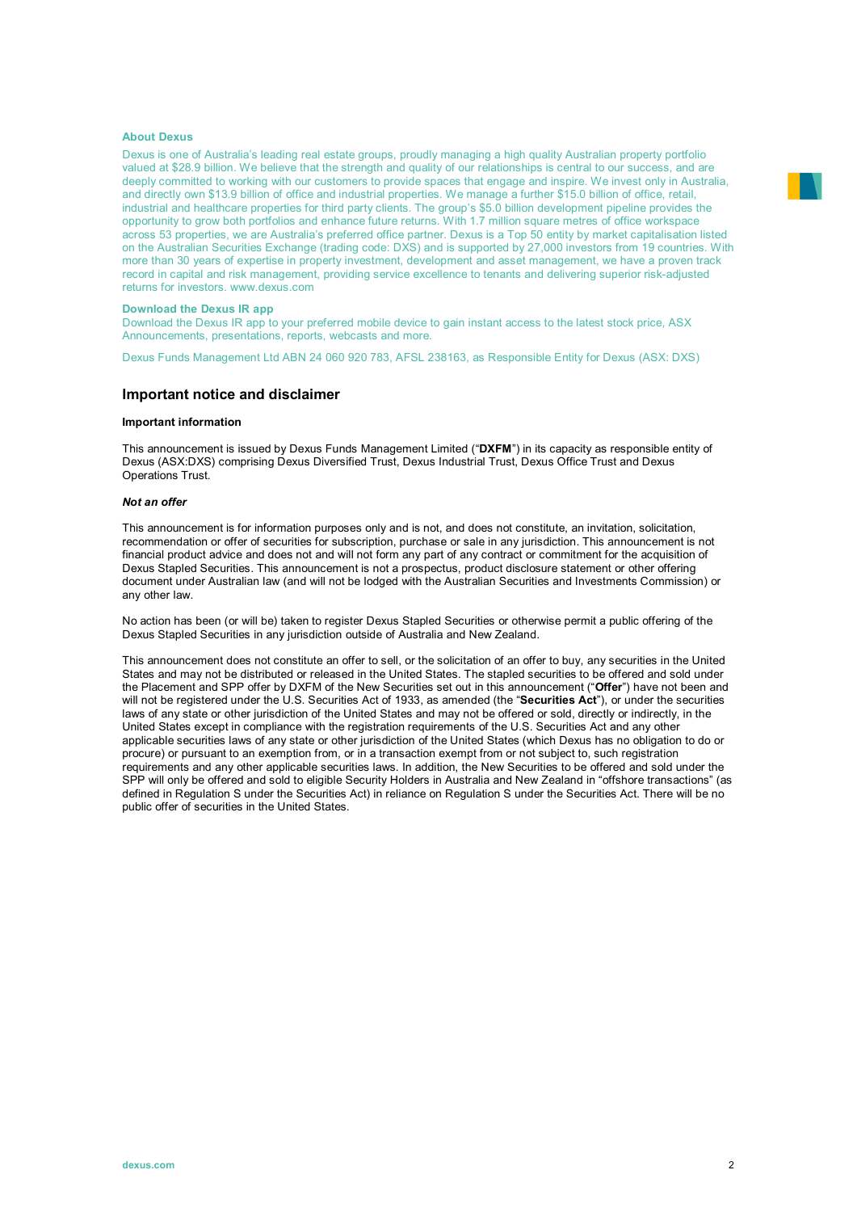### About Dexus

Dexus is one of Australia's leading real estate groups, proudly managing a high quality Australian property portfolio valued at $28.9 billion. We believe that the strength and quality of our relationships is central to our success, and are deeply committed to working with our customers to provide spaces that engage and inspire. We invest only in Australia, and directly own $13.9 billion of office and industrial properties. We manage a further $15.0 billion of office, retail, industrial and healthcare properties for third party clients. The group's $5.0 billion development pipeline provides the opportunity to grow both portfolios and enhance future returns. With 1.7 million square metres of office workspace across 53 properties, we are Australia's preferred office partner. Dexus is a Top 50 entity by market capitalisation listed on the Australian Securities Exchange (trading code: DXS) and is supported by 27,000 investors from 19 countries. With more than 30 years of expertise in property investment, development and asset management, we have a proven track record in capital and risk management, providing service excellence to tenants and delivering superior risk-adjusted returns for investors. www.dexus.com

### Download the Dexus IR app

Download the Dexus IR app to your preferred mobile device to gain instant access to the latest stock price, ASX Announcements, presentations, reports, webcasts and more.

Dexus Funds Management Ltd ABN 24 060 920 783, AFSL 238163, as Responsible Entity for Dexus (ASX: DXS)

## Important notice and disclaimer

**Important information**

This announcement is issued by Dexus Funds Management Limited ("**DXFM**") in its capacity as responsible entity of Dexus (ASX:DXS) comprising Dexus Diversified Trust, Dexus Industrial Trust, Dexus Office Trust and Dexus Operations Trust.

***Not an offer***

This announcement is for information purposes only and is not, and does not constitute, an invitation, solicitation, recommendation or offer of securities for subscription, purchase or sale in any jurisdiction. This announcement is not financial product advice and does not and will not form any part of any contract or commitment for the acquisition of Dexus Stapled Securities. This announcement is not a prospectus, product disclosure statement or other offering document under Australian law (and will not be lodged with the Australian Securities and Investments Commission) or any other law.

No action has been (or will be) taken to register Dexus Stapled Securities or otherwise permit a public offering of the Dexus Stapled Securities in any jurisdiction outside of Australia and New Zealand.

This announcement does not constitute an offer to sell, or the solicitation of an offer to buy, any securities in the United States and may not be distributed or released in the United States. The stapled securities to be offered and sold under the Placement and SPP offer by DXFM of the New Securities set out in this announcement ("**Offer**") have not been and will not be registered under the U.S. Securities Act of 1933, as amended (the "**Securities Act**"), or under the securities laws of any state or other jurisdiction of the United States and may not be offered or sold, directly or indirectly, in the United States except in compliance with the registration requirements of the U.S. Securities Act and any other applicable securities laws of any state or other jurisdiction of the United States (which Dexus has no obligation to do or procure) or pursuant to an exemption from, or in a transaction exempt from or not subject to, such registration requirements and any other applicable securities laws. In addition, the New Securities to be offered and sold under the SPP will only be offered and sold to eligible Security Holders in Australia and New Zealand in "offshore transactions" (as defined in Regulation S under the Securities Act) in reliance on Regulation S under the Securities Act. There will be no public offer of securities in the United States.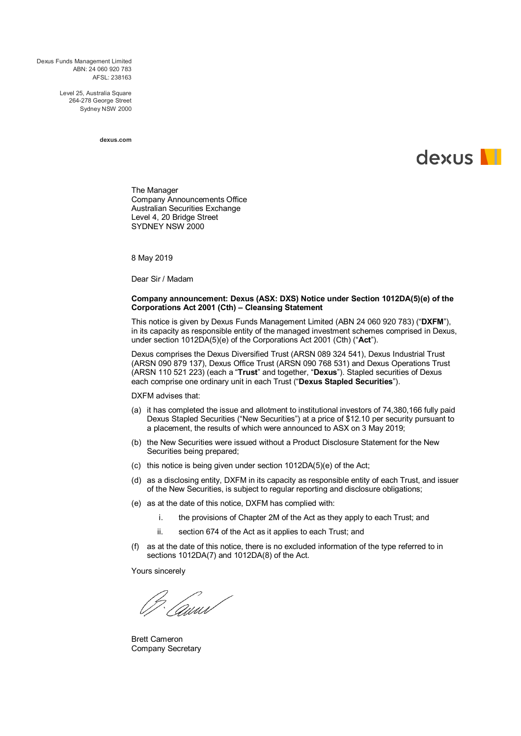Dexus Funds Management Limited
ABN: 24 060 920 783
AFSL: 238163

Level 25, Australia Square
264-278 George Street
Sydney NSW 2000

**dexus.com**

The Manager
Company Announcements Office
Australian Securities Exchange
Level 4, 20 Bridge Street
SYDNEY NSW 2000

8 May 2019

Dear Sir / Madam

**Company announcement: Dexus (ASX: DXS) Notice under Section 1012DA(5)(e) of the Corporations Act 2001 (Cth) – Cleansing Statement**

This notice is given by Dexus Funds Management Limited (ABN 24 060 920 783) ("**DXFM**"), in its capacity as responsible entity of the managed investment schemes comprised in Dexus, under section 1012DA(5)(e) of the Corporations Act 2001 (Cth) ("**Act**").

Dexus comprises the Dexus Diversified Trust (ARSN 089 324 541), Dexus Industrial Trust (ARSN 090 879 137), Dexus Office Trust (ARSN 090 768 531) and Dexus Operations Trust (ARSN 110 521 223) (each a "**Trust**" and together, "**Dexus**"). Stapled securities of Dexus each comprise one ordinary unit in each Trust ("**Dexus Stapled Securities**").

DXFM advises that:

(a) it has completed the issue and allotment to institutional investors of 74,380,166 fully paid Dexus Stapled Securities ("New Securities") at a price of $12.10 per security pursuant to a placement, the results of which were announced to ASX on 3 May 2019;

(b) the New Securities were issued without a Product Disclosure Statement for the New Securities being prepared;

(c) this notice is being given under section 1012DA(5)(e) of the Act;

(d) as a disclosing entity, DXFM in its capacity as responsible entity of each Trust, and issuer of the New Securities, is subject to regular reporting and disclosure obligations;

(e) as at the date of this notice, DXFM has complied with:

   i. the provisions of Chapter 2M of the Act as they apply to each Trust; and

   ii. section 674 of the Act as it applies to each Trust; and

(f) as at the date of this notice, there is no excluded information of the type referred to in sections 1012DA(7) and 1012DA(8) of the Act.

Yours sincerely

Brett Cameron
Company Secretary